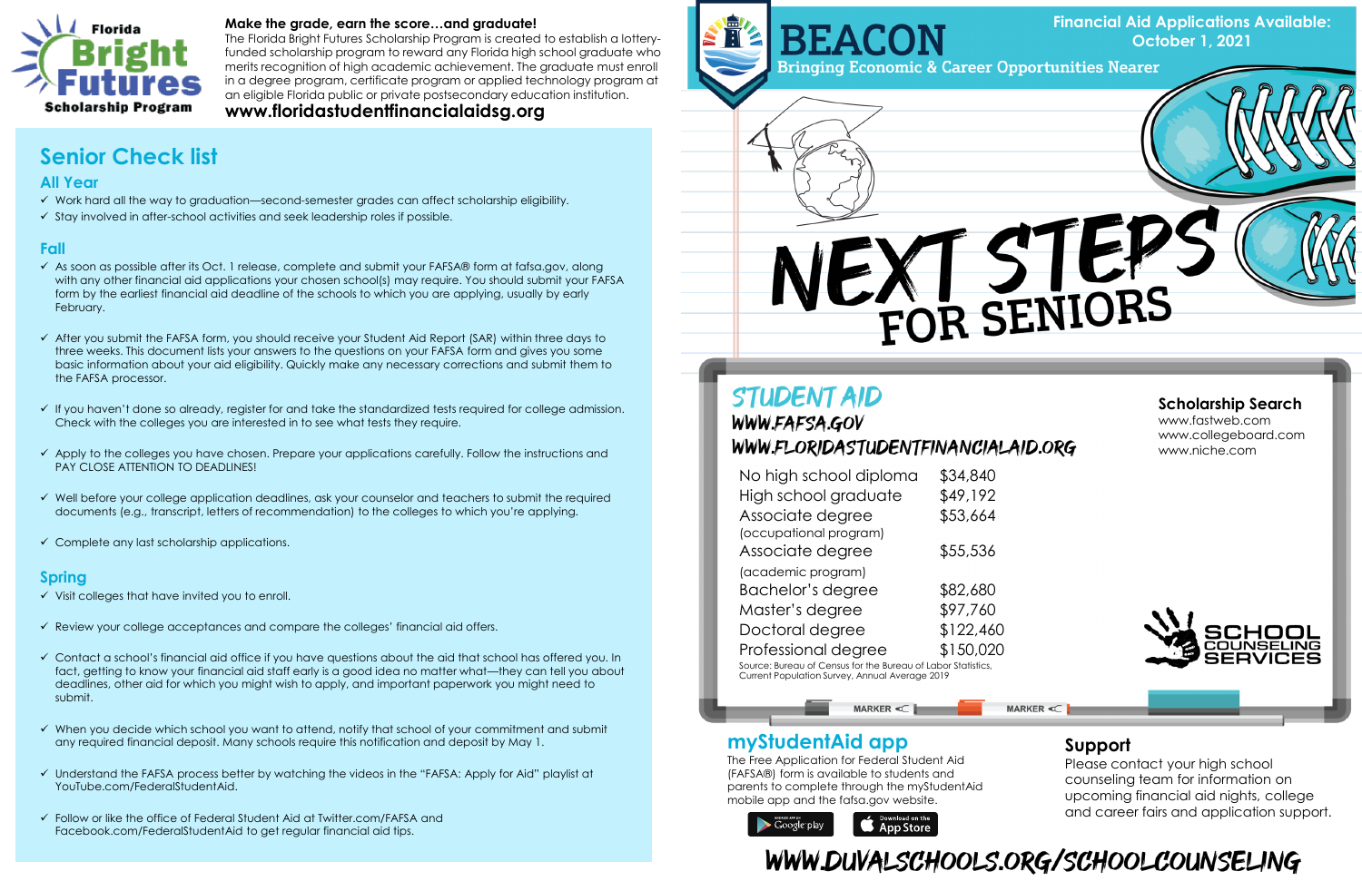# Florida Bright Futures Scholarship Program

**Make the grade, earn the score…and graduate!**

The Florida Bright Futures Scholarship Program is created to establish a lottery-funded scholarship program to reward any Florida high school graduate who merits recognition of high academic achievement. The graduate must enroll in a degree program, certificate program or applied technology program at an eligible Florida public or private postsecondary education institution.

**www.floridastudentfinancialaidsg.org**

## Senior Check list

### All Year

- ✓ Work hard all the way to graduation—second-semester grades can affect scholarship eligibility.
- ✓ Stay involved in after-school activities and seek leadership roles if possible.

### Fall

- ✓ As soon as possible after its Oct. 1 release, complete and submit your FAFSA® form at fafsa.gov, along with any other financial aid applications your chosen school(s) may require. You should submit your FAFSA form by the earliest financial aid deadline of the schools to which you are applying, usually by early February.
- ✓ After you submit the FAFSA form, you should receive your Student Aid Report (SAR) within three days to three weeks. This document lists your answers to the questions on your FAFSA form and gives you some basic information about your aid eligibility. Quickly make any necessary corrections and submit them to the FAFSA processor.
- ✓ If you haven't done so already, register for and take the standardized tests required for college admission. Check with the colleges you are interested in to see what tests they require.
- ✓ Apply to the colleges you have chosen. Prepare your applications carefully. Follow the instructions and PAY CLOSE ATTENTION TO DEADLINES!
- ✓ Well before your college application deadlines, ask your counselor and teachers to submit the required documents (e.g., transcript, letters of recommendation) to the colleges to which you're applying.
- ✓ Complete any last scholarship applications.

### Spring

- ✓ Visit colleges that have invited you to enroll.
- ✓ Review your college acceptances and compare the colleges' financial aid offers.
- ✓ Contact a school's financial aid office if you have questions about the aid that school has offered you. In fact, getting to know your financial aid staff early is a good idea no matter what—they can tell you about deadlines, other aid for which you might wish to apply, and important paperwork you might need to submit.
- ✓ When you decide which school you want to attend, notify that school of your commitment and submit any required financial deposit. Many schools require this notification and deposit by May 1.
- ✓ Understand the FAFSA process better by watching the videos in the "FAFSA: Apply for Aid" playlist at YouTube.com/FederalStudentAid.
- ✓ Follow or like the office of Federal Student Aid at Twitter.com/FAFSA and Facebook.com/FederalStudentAid to get regular financial aid tips.

# BEACON

Bringing Economic & Career Opportunities Nearer

**Financial Aid Applications Available: October 1, 2021**

# NEXT STEPS FOR SENIORS

## STUDENT AID

WWW.FAFSA.GOV

WWW.FLORIDASTUDENTFINANCIALAID.ORG

| | |
|---|---|
| No high school diploma | $34,840 |
| High school graduate | $49,192 |
| Associate degree (occupational program) | $53,664 |
| Associate degree (academic program) | $55,536 |
| Bachelor's degree | $82,680 |
| Master's degree | $97,760 |
| Doctoral degree | $122,460 |
| Professional degree | $150,020 |

Source: Bureau of Census for the Bureau of Labor Statistics, Current Population Survey, Annual Average 2019

### Scholarship Search

www.fastweb.com
www.collegeboard.com
www.niche.com

SCHOOL COUNSELING SERVICES

## myStudentAid app

The Free Application for Federal Student Aid (FAFSA®) form is available to students and parents to complete through the myStudentAid mobile app and the fafsa.gov website.

Google play | App Store

## Support

Please contact your high school counseling team for information on upcoming financial aid nights, college and career fairs and application support.

WWW.DUVALSCHOOLS.ORG/SCHOOLCOUNSELING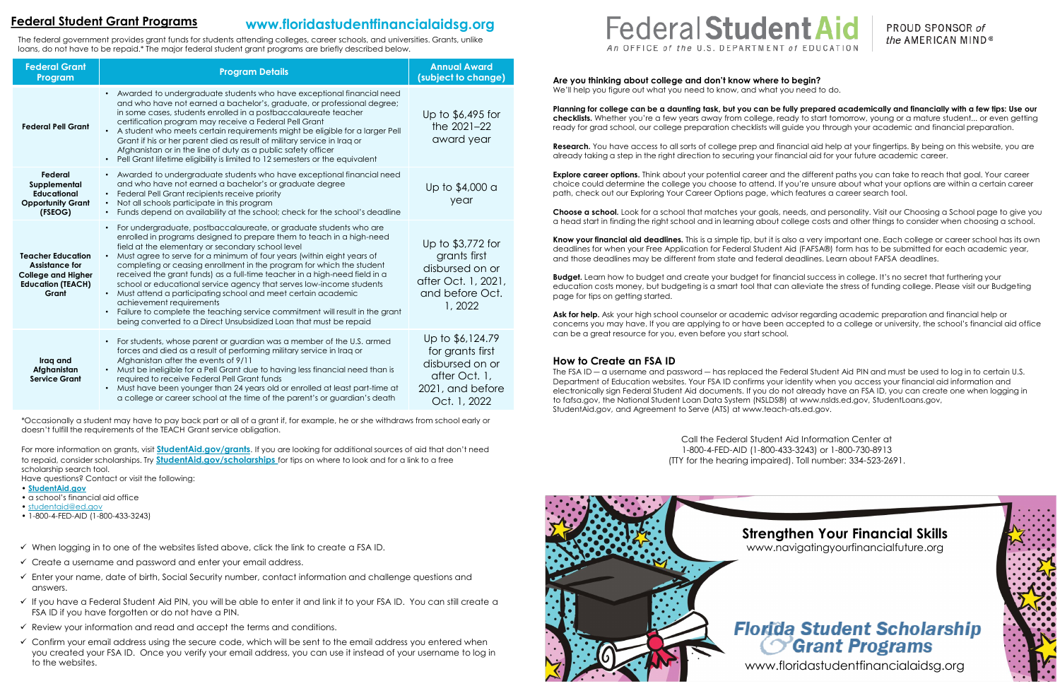## Federal Student Grant Programs

www.floridastudentfinancialaidsg.org

The federal government provides grant funds for students attending colleges, career schools, and universities. Grants, unlike loans, do not have to be repaid.* The major federal student grant programs are briefly described below.

| Federal Grant Program | Program Details | Annual Award (subject to change) |
|---|---|---|
| **Federal Pell Grant** | • Awarded to undergraduate students who have exceptional financial need and who have not earned a bachelor's, graduate, or professional degree; in some cases, students enrolled in a postbaccalaureate teacher certification program may receive a Federal Pell Grant<br>• A student who meets certain requirements might be eligible for a larger Pell Grant if his or her parent died as result of military service in Iraq or Afghanistan or in the line of duty as a public safety officer<br>• Pell Grant lifetime eligibility is limited to 12 semesters or the equivalent | Up to $6,495 for the 2021–22 award year |
| **Federal Supplemental Educational Opportunity Grant (FSEOG)** | • Awarded to undergraduate students who have exceptional financial need and who have not earned a bachelor's or graduate degree<br>• Federal Pell Grant recipients receive priority<br>• Not all schools participate in this program<br>• Funds depend on availability at the school; check for the school's deadline | Up to $4,000 a year |
| **Teacher Education Assistance for College and Higher Education (TEACH) Grant** | • For undergraduate, postbaccalaureate, or graduate students who are enrolled in programs designed to prepare them to teach in a high-need field at the elementary or secondary school level<br>• Must agree to serve for a minimum of four years (within eight years of completing or ceasing enrollment in the program for which the student received the grant funds) as a full-time teacher in a high-need field in a school or educational service agency that serves low-income students<br>• Must attend a participating school and meet certain academic achievement requirements<br>• Failure to complete the teaching service commitment will result in the grant being converted to a Direct Unsubsidized Loan that must be repaid | Up to $3,772 for grants first disbursed on or after Oct. 1, 2021, and before Oct. 1, 2022 |
| **Iraq and Afghanistan Service Grant** | • For students, whose parent or guardian was a member of the U.S. armed forces and died as a result of performing military service in Iraq or Afghanistan after the events of 9/11<br>• Must be ineligible for a Pell Grant due to having less financial need than is required to receive Federal Pell Grant funds<br>• Must have been younger than 24 years old or enrolled at least part-time at a college or career school at the time of the parent's or guardian's death | Up to $6,124.79 for grants first disbursed on or after Oct. 1, 2021, and before Oct. 1, 2022 |

*Occasionally a student may have to pay back part or all of a grant if, for example, he or she withdraws from school early or doesn't fulfill the requirements of the TEACH Grant service obligation.

For more information on grants, visit **StudentAid.gov/grants**. If you are looking for additional sources of aid that don't need to repaid, consider scholarships. Try **StudentAid.gov/scholarships** for tips on where to look and for a link to a free scholarship search tool.

Have questions? Contact or visit the following:

- **StudentAid.gov**
- a school's financial aid office
- studentaid@ed.gov
- 1-800-4-FED-AID (1-800-433-3243)

✓ When logging in to one of the websites listed above, click the link to create a FSA ID.

✓ Create a username and password and enter your email address.

✓ Enter your name, date of birth, Social Security number, contact information and challenge questions and answers.

✓ If you have a Federal Student Aid PIN, you will be able to enter it and link it to your FSA ID. You can still create a FSA ID if you have forgotten or do not have a PIN.

✓ Review your information and read and accept the terms and conditions.

✓ Confirm your email address using the secure code, which will be sent to the email address you entered when you created your FSA ID. Once you verify your email address, you can use it instead of your username to log in to the websites.

Federal Student Aid
An OFFICE of the U.S. DEPARTMENT of EDUCATION

PROUD SPONSOR of the AMERICAN MIND®

**Are you thinking about college and don't know where to begin?**
We'll help you figure out what you need to know, and what you need to do.

**Planning for college can be a daunting task, but you can be fully prepared academically and financially with a few tips: Use our checklists.** Whether you're a few years away from college, ready to start tomorrow, young or a mature student... or even getting ready for grad school, our college preparation checklists will guide you through your academic and financial preparation.

**Research.** You have access to all sorts of college prep and financial aid help at your fingertips. By being on this website, you are already taking a step in the right direction to securing your financial aid for your future academic career.

**Explore career options.** Think about your potential career and the different paths you can take to reach that goal. Your career choice could determine the college you choose to attend. If you're unsure about what your options are within a certain career path, check out our Exploring Your Career Options page, which features a career search tool.

**Choose a school.** Look for a school that matches your goals, needs, and personality. Visit our Choosing a School page to give you a head start in finding the right school and in learning about college costs and other things to consider when choosing a school.

**Know your financial aid deadlines.** This is a simple tip, but it is also a very important one. Each college or career school has its own deadlines for when your Free Application for Federal Student Aid (FAFSA®) form has to be submitted for each academic year, and those deadlines may be different from state and federal deadlines. Learn about FAFSA deadlines.

**Budget.** Learn how to budget and create your budget for financial success in college. It's no secret that furthering your education costs money, but budgeting is a smart tool that can alleviate the stress of funding college. Please visit our Budgeting page for tips on getting started.

**Ask for help.** Ask your high school counselor or academic advisor regarding academic preparation and financial help or concerns you may have. If you are applying to or have been accepted to a college or university, the school's financial aid office can be a great resource for you, even before you start school.

### How to Create an FSA ID

The FSA ID — a username and password — has replaced the Federal Student Aid PIN and must be used to log in to certain U.S. Department of Education websites. Your FSA ID confirms your identity when you access your financial aid information and electronically sign Federal Student Aid documents. If you do not already have an FSA ID, you can create one when logging in to fafsa.gov, the National Student Loan Data System (NSLDS®) at www.nslds.ed.gov, StudentLoans.gov, StudentAid.gov, and Agreement to Serve (ATS) at www.teach-ats.ed.gov.

Call the Federal Student Aid Information Center at 1-800-4-FED-AID (1-800-433-3243) or 1-800-730-8913 (TTY for the hearing impaired). Toll number: 334-523-2691.

**Strengthen Your Financial Skills**
www.navigatingyourfinancialfuture.org

**Florida Student Scholarship & Grant Programs**
www.floridastudentfinancialaidsg.org